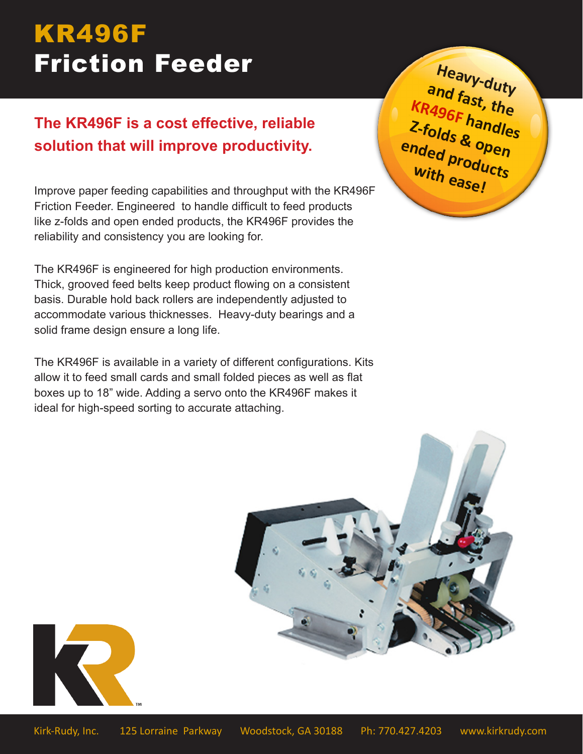# KR496F
# Friction Feeder

**Heavy-duty and fast, the KR496F handles Z-folds & open ended products with ease!**

## The KR496F is a cost effective, reliable solution that will improve productivity.

Improve paper feeding capabilities and throughput with the KR496F Friction Feeder. Engineered to handle difficult to feed products like z-folds and open ended products, the KR496F provides the reliability and consistency you are looking for.

The KR496F is engineered for high production environments. Thick, grooved feed belts keep product flowing on a consistent basis. Durable hold back rollers are independently adjusted to accommodate various thicknesses. Heavy-duty bearings and a solid frame design ensure a long life.

The KR496F is available in a variety of different configurations. Kits allow it to feed small cards and small folded pieces as well as flat boxes up to 18" wide. Adding a servo onto the KR496F makes it ideal for high-speed sorting to accurate attaching.

Kirk-Rudy, Inc. 125 Lorraine Parkway Woodstock, GA 30188 Ph: 770.427.4203 www.kirkrudy.com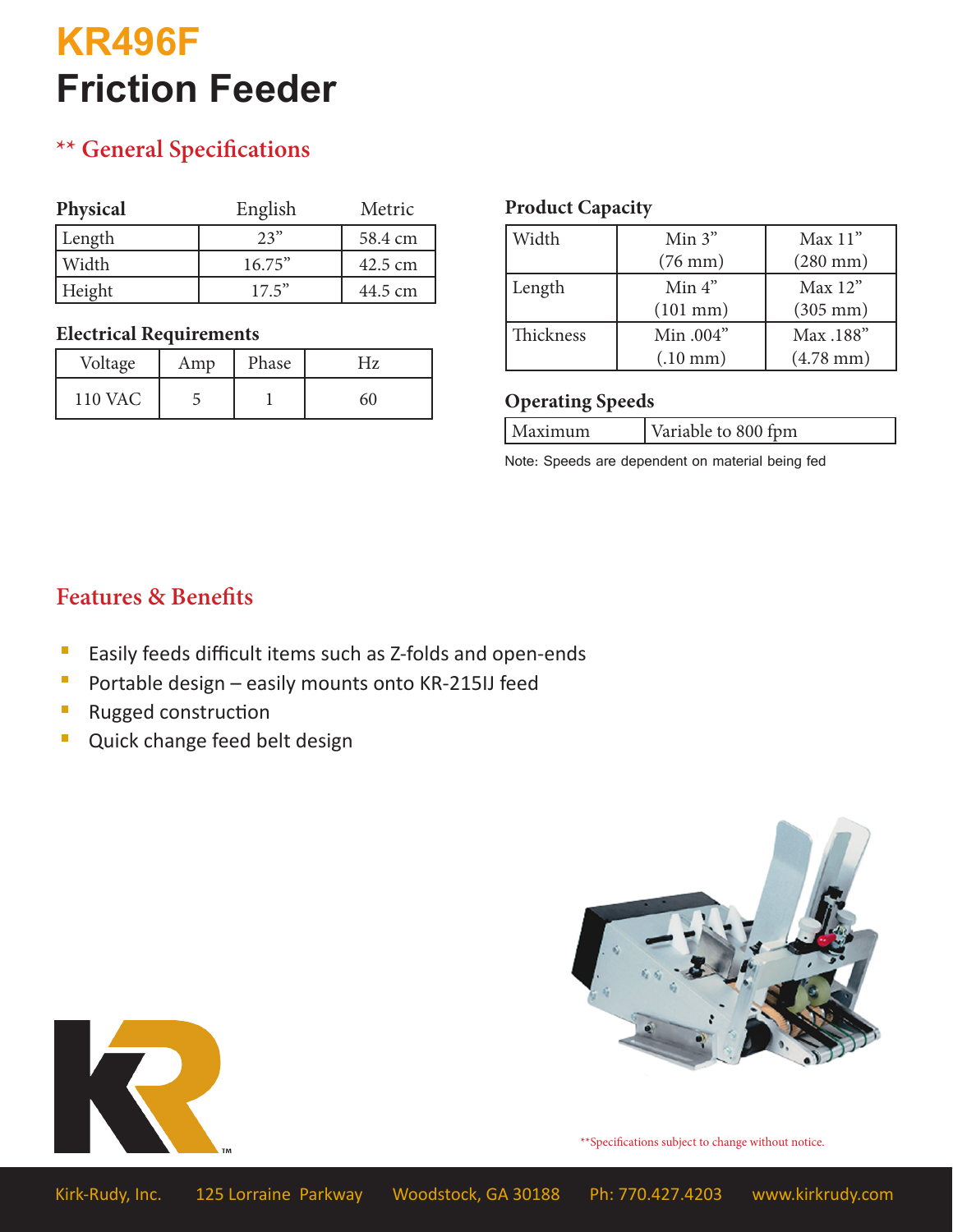# KR496F
# Friction Feeder

## ** General Specifications

| Physical | English | Metric |
|---|---|---|
| Length | 23” | 58.4 cm |
| Width | 16.75” | 42.5 cm |
| Height | 17.5” | 44.5 cm |

### Electrical Requirements

| Voltage | Amp | Phase | Hz |
|---|---|---|---|
| 110 VAC | 5 | 1 | 60 |

### Product Capacity

| | | |
|---|---|---|
| Width | Min 3” (76 mm) | Max 11” (280 mm) |
| Length | Min 4” (101 mm) | Max 12” (305 mm) |
| Thickness | Min .004” (.10 mm) | Max .188” (4.78 mm) |

### Operating Speeds

| | |
|---|---|
| Maximum | Variable to 800 fpm |

Note: Speeds are dependent on material being fed

## Features & Benefits

- Easily feeds difficult items such as Z-folds and open-ends
- Portable design – easily mounts onto KR-215IJ feed
- Rugged construction
- Quick change feed belt design

**Specifications subject to change without notice.

Kirk-Rudy, Inc. 125 Lorraine Parkway Woodstock, GA 30188 Ph: 770.427.4203 www.kirkrudy.com